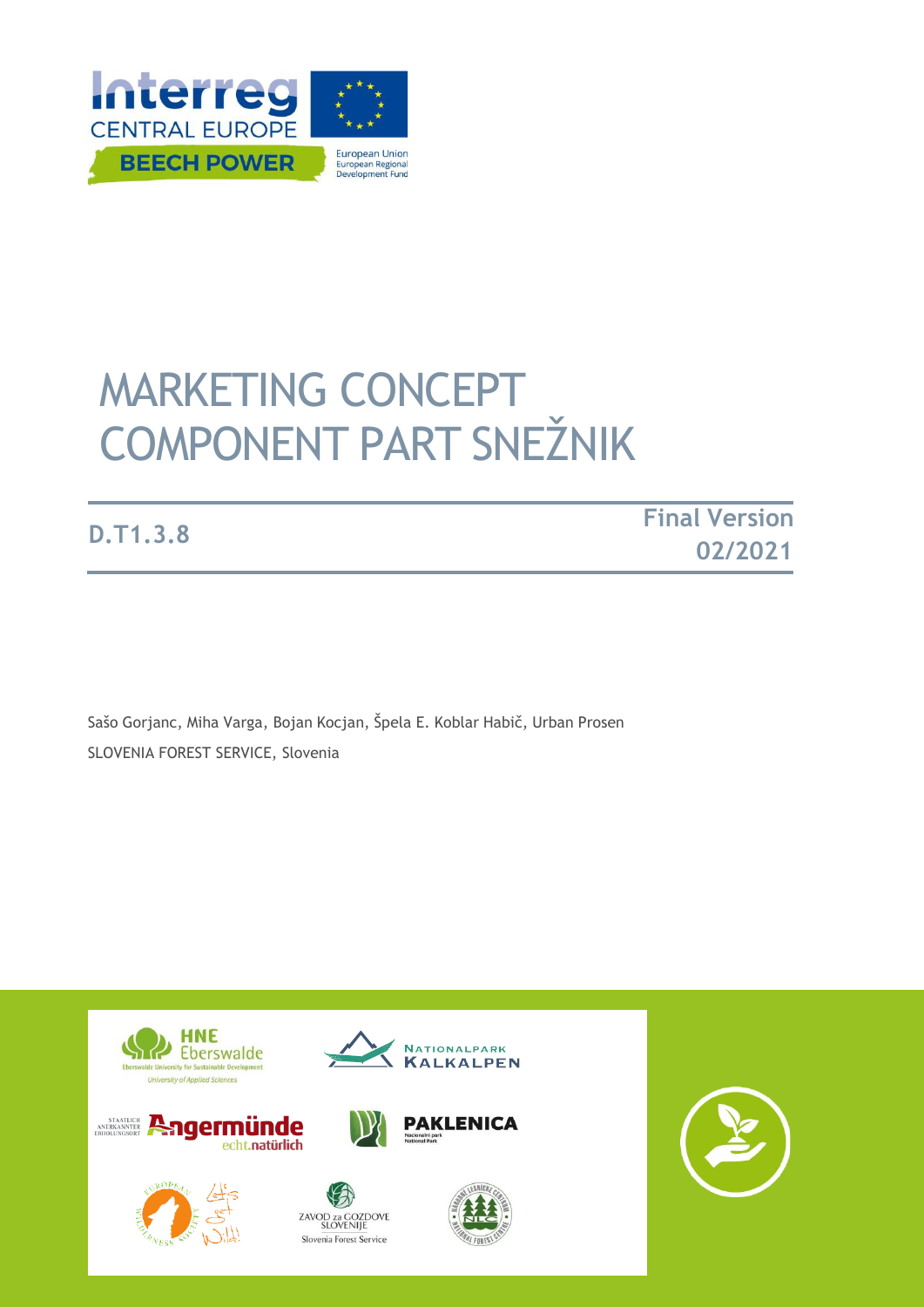Interreg
CENTRAL EUROPE
BEECH POWER

European Union
European Regional Development Fund

# MARKETING CONCEPT COMPONENT PART SNEŽNIK

**D.T1.3.8**

**Final Version**
**02/2021**

Sašo Gorjanc, Miha Varga, Bojan Kocjan, Špela E. Koblar Habič, Urban Prosen
SLOVENIA FOREST SERVICE, Slovenia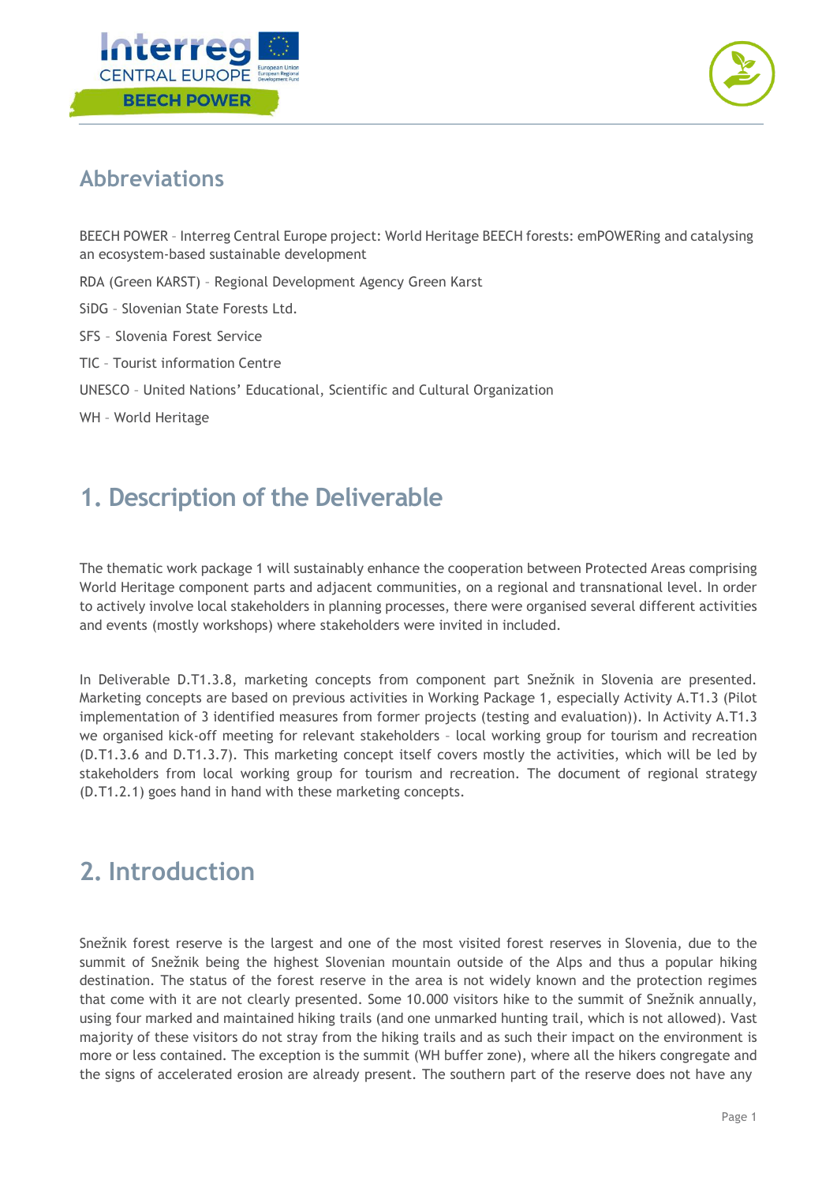## Abbreviations

BEECH POWER – Interreg Central Europe project: World Heritage BEECH forests: emPOWERing and catalysing an ecosystem-based sustainable development

RDA (Green KARST) – Regional Development Agency Green Karst

SiDG – Slovenian State Forests Ltd.

SFS – Slovenia Forest Service

TIC – Tourist information Centre

UNESCO – United Nations' Educational, Scientific and Cultural Organization

WH – World Heritage

## 1. Description of the Deliverable

The thematic work package 1 will sustainably enhance the cooperation between Protected Areas comprising World Heritage component parts and adjacent communities, on a regional and transnational level. In order to actively involve local stakeholders in planning processes, there were organised several different activities and events (mostly workshops) where stakeholders were invited in included.

In Deliverable D.T1.3.8, marketing concepts from component part Snežnik in Slovenia are presented. Marketing concepts are based on previous activities in Working Package 1, especially Activity A.T1.3 (Pilot implementation of 3 identified measures from former projects (testing and evaluation)). In Activity A.T1.3 we organised kick-off meeting for relevant stakeholders – local working group for tourism and recreation (D.T1.3.6 and D.T1.3.7). This marketing concept itself covers mostly the activities, which will be led by stakeholders from local working group for tourism and recreation. The document of regional strategy (D.T1.2.1) goes hand in hand with these marketing concepts.

## 2. Introduction

Snežnik forest reserve is the largest and one of the most visited forest reserves in Slovenia, due to the summit of Snežnik being the highest Slovenian mountain outside of the Alps and thus a popular hiking destination. The status of the forest reserve in the area is not widely known and the protection regimes that come with it are not clearly presented. Some 10.000 visitors hike to the summit of Snežnik annually, using four marked and maintained hiking trails (and one unmarked hunting trail, which is not allowed). Vast majority of these visitors do not stray from the hiking trails and as such their impact on the environment is more or less contained. The exception is the summit (WH buffer zone), where all the hikers congregate and the signs of accelerated erosion are already present. The southern part of the reserve does not have any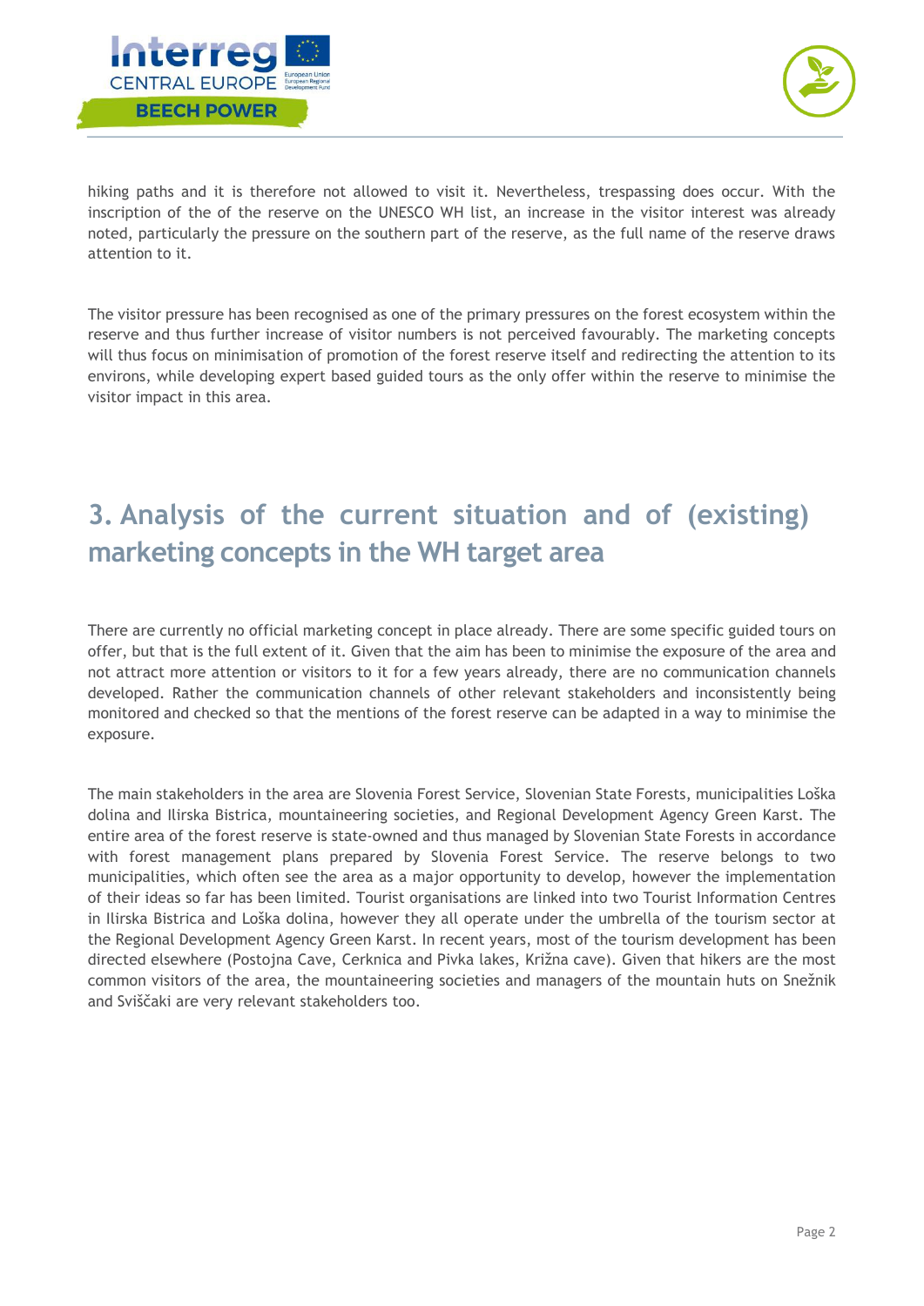hiking paths and it is therefore not allowed to visit it. Nevertheless, trespassing does occur. With the inscription of the of the reserve on the UNESCO WH list, an increase in the visitor interest was already noted, particularly the pressure on the southern part of the reserve, as the full name of the reserve draws attention to it.

The visitor pressure has been recognised as one of the primary pressures on the forest ecosystem within the reserve and thus further increase of visitor numbers is not perceived favourably. The marketing concepts will thus focus on minimisation of promotion of the forest reserve itself and redirecting the attention to its environs, while developing expert based guided tours as the only offer within the reserve to minimise the visitor impact in this area.

## 3. Analysis of the current situation and of (existing) marketing concepts in the WH target area

There are currently no official marketing concept in place already. There are some specific guided tours on offer, but that is the full extent of it. Given that the aim has been to minimise the exposure of the area and not attract more attention or visitors to it for a few years already, there are no communication channels developed. Rather the communication channels of other relevant stakeholders and inconsistently being monitored and checked so that the mentions of the forest reserve can be adapted in a way to minimise the exposure.

The main stakeholders in the area are Slovenia Forest Service, Slovenian State Forests, municipalities Loška dolina and Ilirska Bistrica, mountaineering societies, and Regional Development Agency Green Karst. The entire area of the forest reserve is state-owned and thus managed by Slovenian State Forests in accordance with forest management plans prepared by Slovenia Forest Service. The reserve belongs to two municipalities, which often see the area as a major opportunity to develop, however the implementation of their ideas so far has been limited. Tourist organisations are linked into two Tourist Information Centres in Ilirska Bistrica and Loška dolina, however they all operate under the umbrella of the tourism sector at the Regional Development Agency Green Karst. In recent years, most of the tourism development has been directed elsewhere (Postojna Cave, Cerknica and Pivka lakes, Križna cave). Given that hikers are the most common visitors of the area, the mountaineering societies and managers of the mountain huts on Snežnik and Sviščaki are very relevant stakeholders too.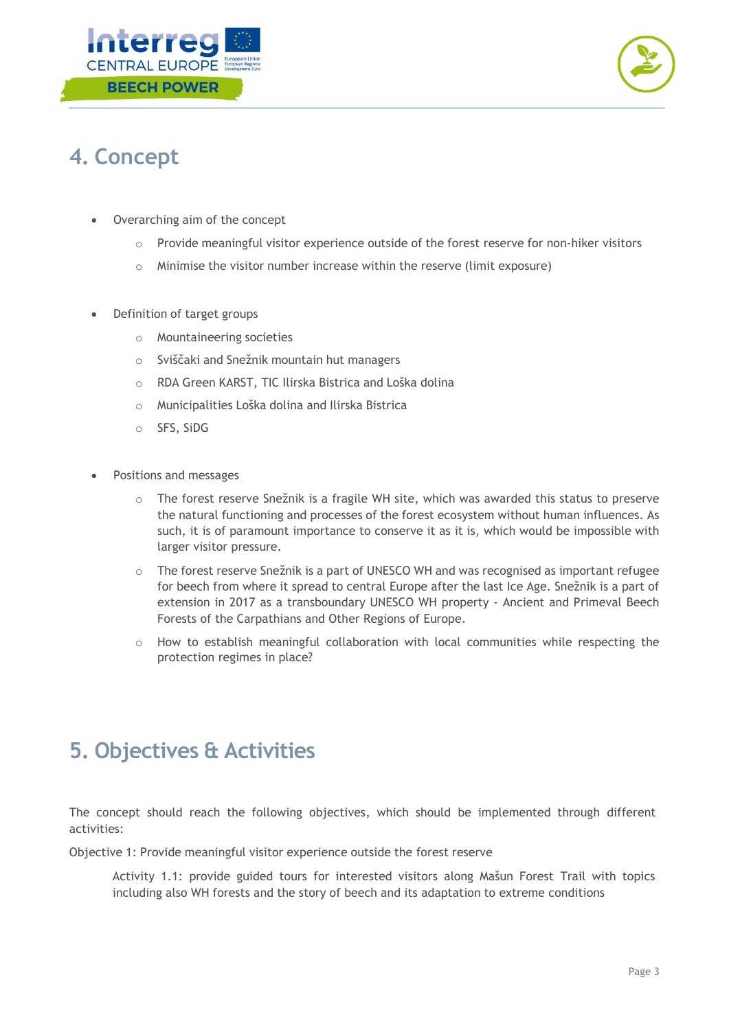## 4. Concept

- Overarching aim of the concept
  - Provide meaningful visitor experience outside of the forest reserve for non-hiker visitors
  - Minimise the visitor number increase within the reserve (limit exposure)

- Definition of target groups
  - Mountaineering societies
  - Sviščaki and Snežnik mountain hut managers
  - RDA Green KARST, TIC Ilirska Bistrica and Loška dolina
  - Municipalities Loška dolina and Ilirska Bistrica
  - SFS, SiDG

- Positions and messages
  - The forest reserve Snežnik is a fragile WH site, which was awarded this status to preserve the natural functioning and processes of the forest ecosystem without human influences. As such, it is of paramount importance to conserve it as it is, which would be impossible with larger visitor pressure.
  - The forest reserve Snežnik is a part of UNESCO WH and was recognised as important refugee for beech from where it spread to central Europe after the last Ice Age. Snežnik is a part of extension in 2017 as a transboundary UNESCO WH property - Ancient and Primeval Beech Forests of the Carpathians and Other Regions of Europe.
  - How to establish meaningful collaboration with local communities while respecting the protection regimes in place?

## 5. Objectives & Activities

The concept should reach the following objectives, which should be implemented through different activities:

Objective 1: Provide meaningful visitor experience outside the forest reserve

> Activity 1.1: provide guided tours for interested visitors along Mašun Forest Trail with topics including also WH forests and the story of beech and its adaptation to extreme conditions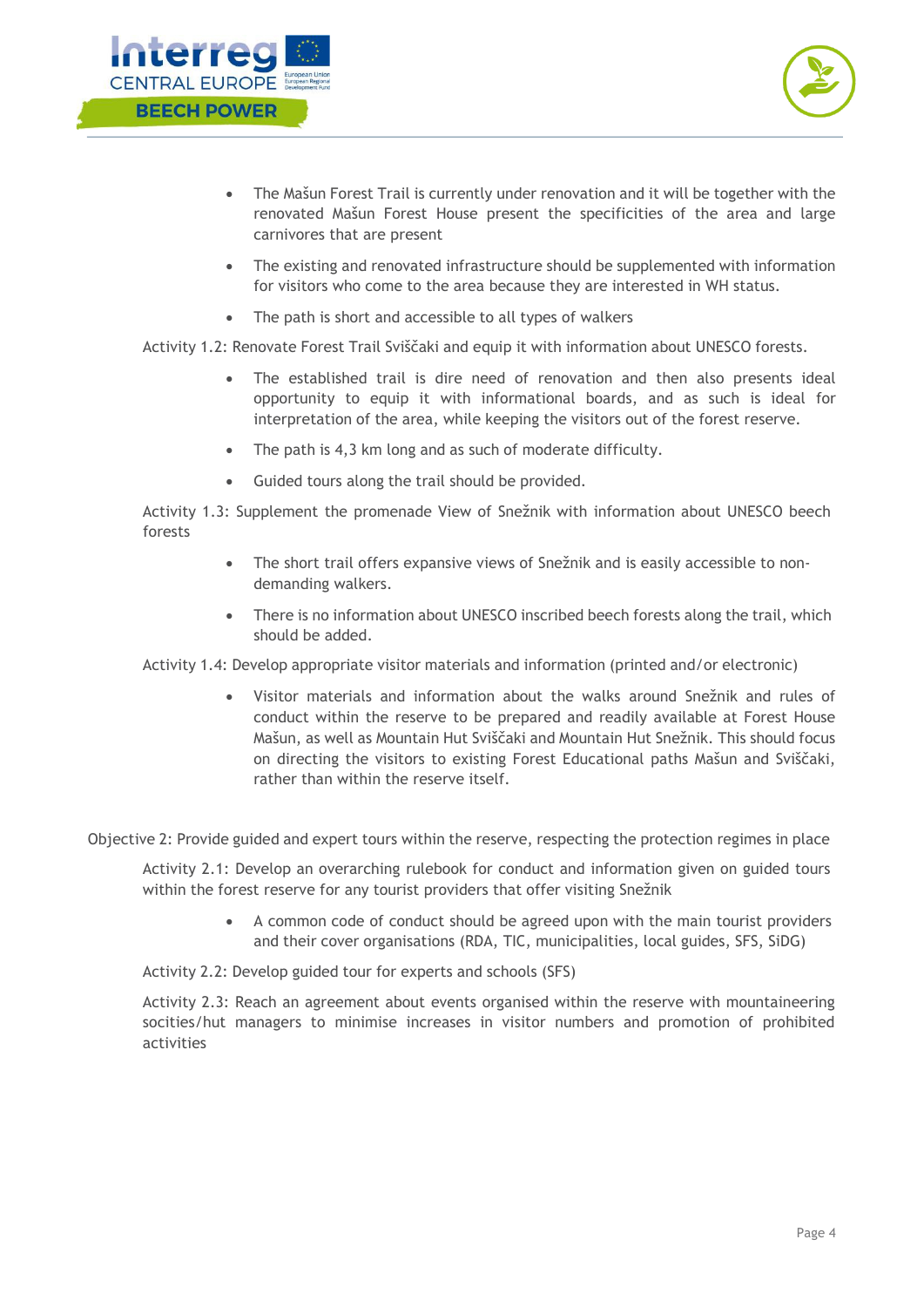- The Mašun Forest Trail is currently under renovation and it will be together with the renovated Mašun Forest House present the specificities of the area and large carnivores that are present
- The existing and renovated infrastructure should be supplemented with information for visitors who come to the area because they are interested in WH status.
- The path is short and accessible to all types of walkers

Activity 1.2: Renovate Forest Trail Sviščaki and equip it with information about UNESCO forests.

- The established trail is dire need of renovation and then also presents ideal opportunity to equip it with informational boards, and as such is ideal for interpretation of the area, while keeping the visitors out of the forest reserve.
- The path is 4,3 km long and as such of moderate difficulty.
- Guided tours along the trail should be provided.

Activity 1.3: Supplement the promenade View of Snežnik with information about UNESCO beech forests

- The short trail offers expansive views of Snežnik and is easily accessible to non-demanding walkers.
- There is no information about UNESCO inscribed beech forests along the trail, which should be added.

Activity 1.4: Develop appropriate visitor materials and information (printed and/or electronic)

- Visitor materials and information about the walks around Snežnik and rules of conduct within the reserve to be prepared and readily available at Forest House Mašun, as well as Mountain Hut Sviščaki and Mountain Hut Snežnik. This should focus on directing the visitors to existing Forest Educational paths Mašun and Sviščaki, rather than within the reserve itself.

Objective 2: Provide guided and expert tours within the reserve, respecting the protection regimes in place

Activity 2.1: Develop an overarching rulebook for conduct and information given on guided tours within the forest reserve for any tourist providers that offer visiting Snežnik

- A common code of conduct should be agreed upon with the main tourist providers and their cover organisations (RDA, TIC, municipalities, local guides, SFS, SiDG)

Activity 2.2: Develop guided tour for experts and schools (SFS)

Activity 2.3: Reach an agreement about events organised within the reserve with mountaineering socities/hut managers to minimise increases in visitor numbers and promotion of prohibited activities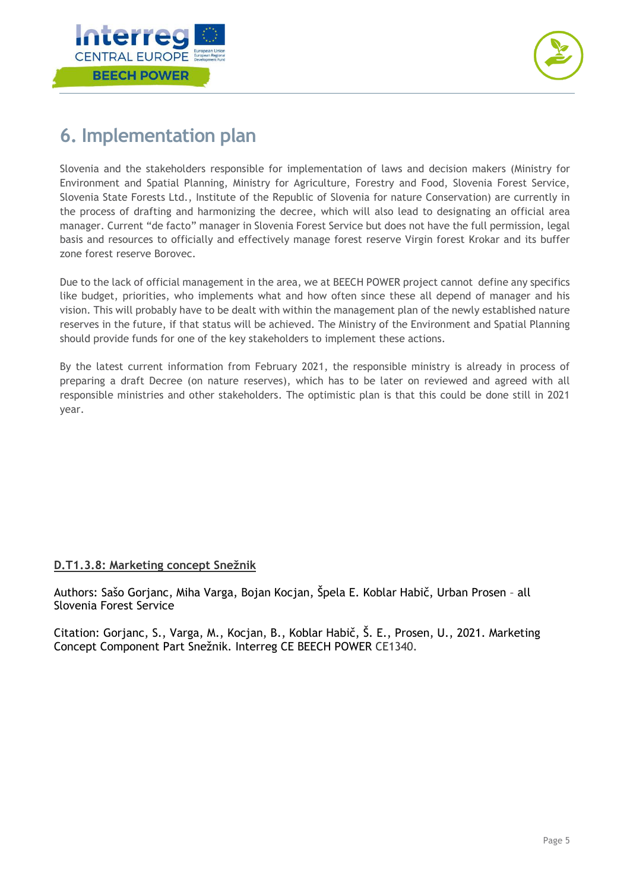# 6. Implementation plan

Slovenia and the stakeholders responsible for implementation of laws and decision makers (Ministry for Environment and Spatial Planning, Ministry for Agriculture, Forestry and Food, Slovenia Forest Service, Slovenia State Forests Ltd., Institute of the Republic of Slovenia for nature Conservation) are currently in the process of drafting and harmonizing the decree, which will also lead to designating an official area manager. Current "de facto" manager in Slovenia Forest Service but does not have the full permission, legal basis and resources to officially and effectively manage forest reserve Virgin forest Krokar and its buffer zone forest reserve Borovec.

Due to the lack of official management in the area, we at BEECH POWER project cannot define any specifics like budget, priorities, who implements what and how often since these all depend of manager and his vision. This will probably have to be dealt with within the management plan of the newly established nature reserves in the future, if that status will be achieved. The Ministry of the Environment and Spatial Planning should provide funds for one of the key stakeholders to implement these actions.

By the latest current information from February 2021, the responsible ministry is already in process of preparing a draft Decree (on nature reserves), which has to be later on reviewed and agreed with all responsible ministries and other stakeholders. The optimistic plan is that this could be done still in 2021 year.

**D.T1.3.8: Marketing concept Snežnik**

Authors: Sašo Gorjanc, Miha Varga, Bojan Kocjan, Špela E. Koblar Habič, Urban Prosen – all Slovenia Forest Service

Citation: Gorjanc, S., Varga, M., Kocjan, B., Koblar Habič, Š. E., Prosen, U., 2021. Marketing Concept Component Part Snežnik. Interreg CE BEECH POWER CE1340.